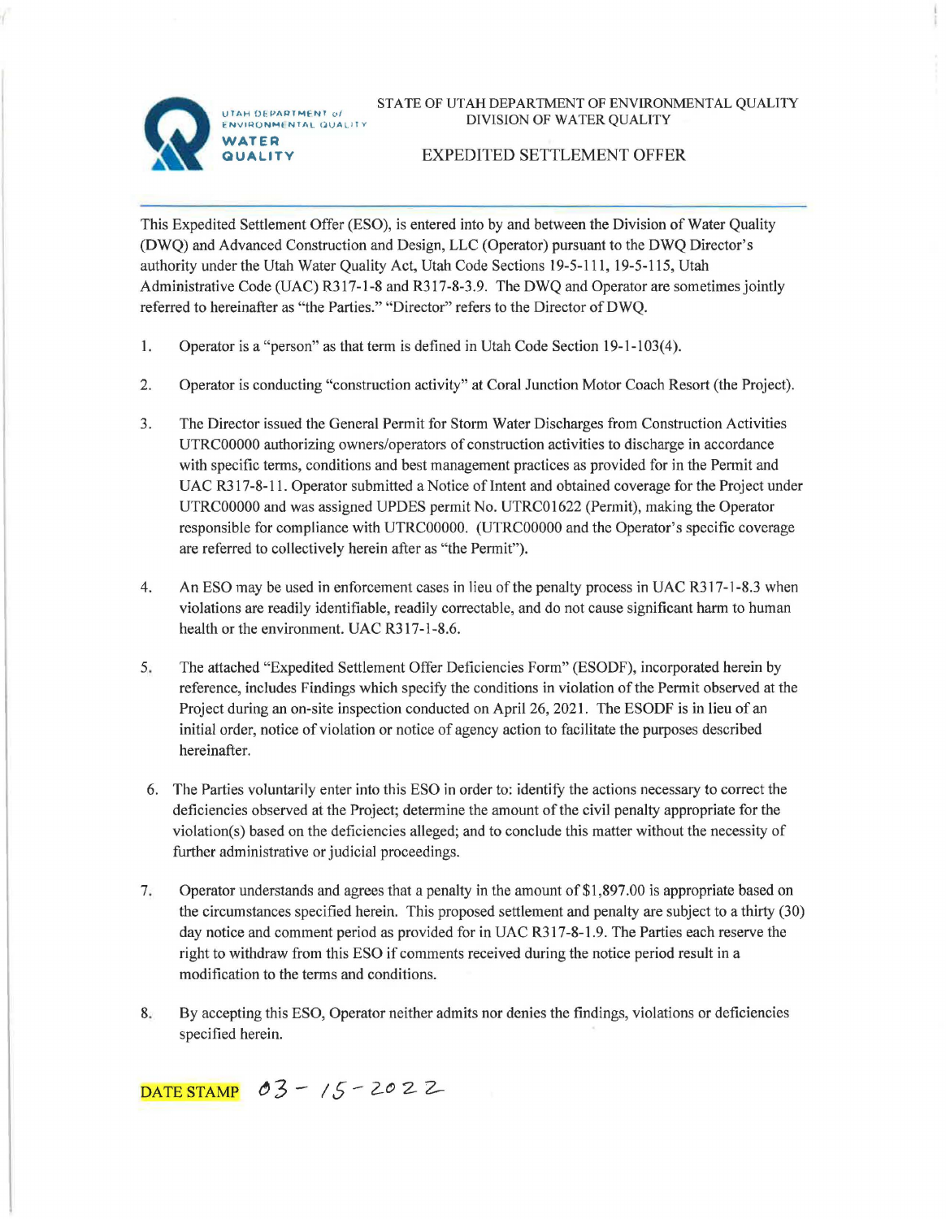UTAH DEPARTMENT of ENVIRONMENTAL QUALITY
**WATER QUALITY**

STATE OF UTAH DEPARTMENT OF ENVIRONMENTAL QUALITY
DIVISION OF WATER QUALITY

# EXPEDITED SETTLEMENT OFFER

This Expedited Settlement Offer (ESO), is entered into by and between the Division of Water Quality (DWQ) and Advanced Construction and Design, LLC (Operator) pursuant to the DWQ Director's authority under the Utah Water Quality Act, Utah Code Sections 19-5-111, 19-5-115, Utah Administrative Code (UAC) R317-1-8 and R317-8-3.9. The DWQ and Operator are sometimes jointly referred to hereinafter as "the Parties." "Director" refers to the Director of DWQ.

1. Operator is a "person" as that term is defined in Utah Code Section 19-1-103(4).

2. Operator is conducting "construction activity" at Coral Junction Motor Coach Resort (the Project).

3. The Director issued the General Permit for Storm Water Discharges from Construction Activities UTRC00000 authorizing owners/operators of construction activities to discharge in accordance with specific terms, conditions and best management practices as provided for in the Permit and UAC R317-8-11. Operator submitted a Notice of Intent and obtained coverage for the Project under UTRC00000 and was assigned UPDES permit No. UTRC01622 (Permit), making the Operator responsible for compliance with UTRC00000. (UTRC00000 and the Operator's specific coverage are referred to collectively herein after as "the Permit").

4. An ESO may be used in enforcement cases in lieu of the penalty process in UAC R317-1-8.3 when violations are readily identifiable, readily correctable, and do not cause significant harm to human health or the environment. UAC R317-1-8.6.

5. The attached "Expedited Settlement Offer Deficiencies Form" (ESODF), incorporated herein by reference, includes Findings which specify the conditions in violation of the Permit observed at the Project during an on-site inspection conducted on April 26, 2021. The ESODF is in lieu of an initial order, notice of violation or notice of agency action to facilitate the purposes described hereinafter.

6. The Parties voluntarily enter into this ESO in order to: identify the actions necessary to correct the deficiencies observed at the Project; determine the amount of the civil penalty appropriate for the violation(s) based on the deficiencies alleged; and to conclude this matter without the necessity of further administrative or judicial proceedings.

7. Operator understands and agrees that a penalty in the amount of $1,897.00 is appropriate based on the circumstances specified herein. This proposed settlement and penalty are subject to a thirty (30) day notice and comment period as provided for in UAC R317-8-1.9. The Parties each reserve the right to withdraw from this ESO if comments received during the notice period result in a modification to the terms and conditions.

8. By accepting this ESO, Operator neither admits nor denies the findings, violations or deficiencies specified herein.

DATE STAMP 03 - 15 - 2022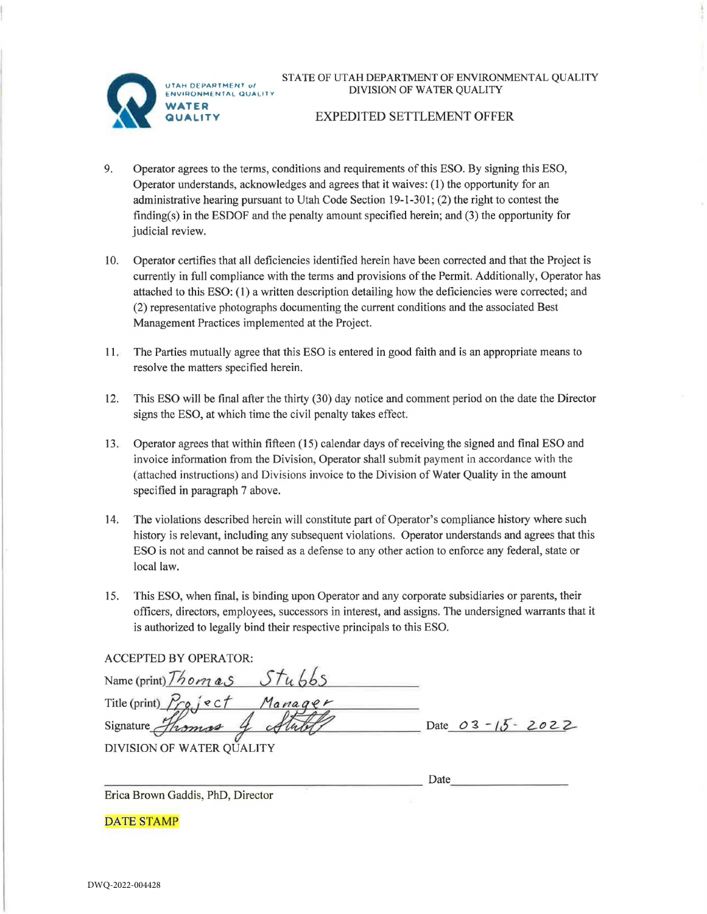UTAH DEPARTMENT of ENVIRONMENTAL QUALITY
WATER QUALITY

STATE OF UTAH DEPARTMENT OF ENVIRONMENTAL QUALITY
DIVISION OF WATER QUALITY

EXPEDITED SETTLEMENT OFFER

9. Operator agrees to the terms, conditions and requirements of this ESO. By signing this ESO, Operator understands, acknowledges and agrees that it waives: (1) the opportunity for an administrative hearing pursuant to Utah Code Section 19-1-301; (2) the right to contest the finding(s) in the ESDOF and the penalty amount specified herein; and (3) the opportunity for judicial review.

10. Operator certifies that all deficiencies identified herein have been corrected and that the Project is currently in full compliance with the terms and provisions of the Permit. Additionally, Operator has attached to this ESO: (1) a written description detailing how the deficiencies were corrected; and (2) representative photographs documenting the current conditions and the associated Best Management Practices implemented at the Project.

11. The Parties mutually agree that this ESO is entered in good faith and is an appropriate means to resolve the matters specified herein.

12. This ESO will be final after the thirty (30) day notice and comment period on the date the Director signs the ESO, at which time the civil penalty takes effect.

13. Operator agrees that within fifteen (15) calendar days of receiving the signed and final ESO and invoice information from the Division, Operator shall submit payment in accordance with the (attached instructions) and Divisions invoice to the Division of Water Quality in the amount specified in paragraph 7 above.

14. The violations described herein will constitute part of Operator's compliance history where such history is relevant, including any subsequent violations. Operator understands and agrees that this ESO is not and cannot be raised as a defense to any other action to enforce any federal, state or local law.

15. This ESO, when final, is binding upon Operator and any corporate subsidiaries or parents, their officers, directors, employees, successors in interest, and assigns. The undersigned warrants that it is authorized to legally bind their respective principals to this ESO.

ACCEPTED BY OPERATOR:

Name (print) Thomas Stubbs

Title (print) Project Manager

Signature *Thomas J Stubbs* Date 03-15-2022

DIVISION OF WATER QUALITY

______________________________ Date ______________

Erica Brown Gaddis, PhD, Director

DATE STAMP

DWQ-2022-004428